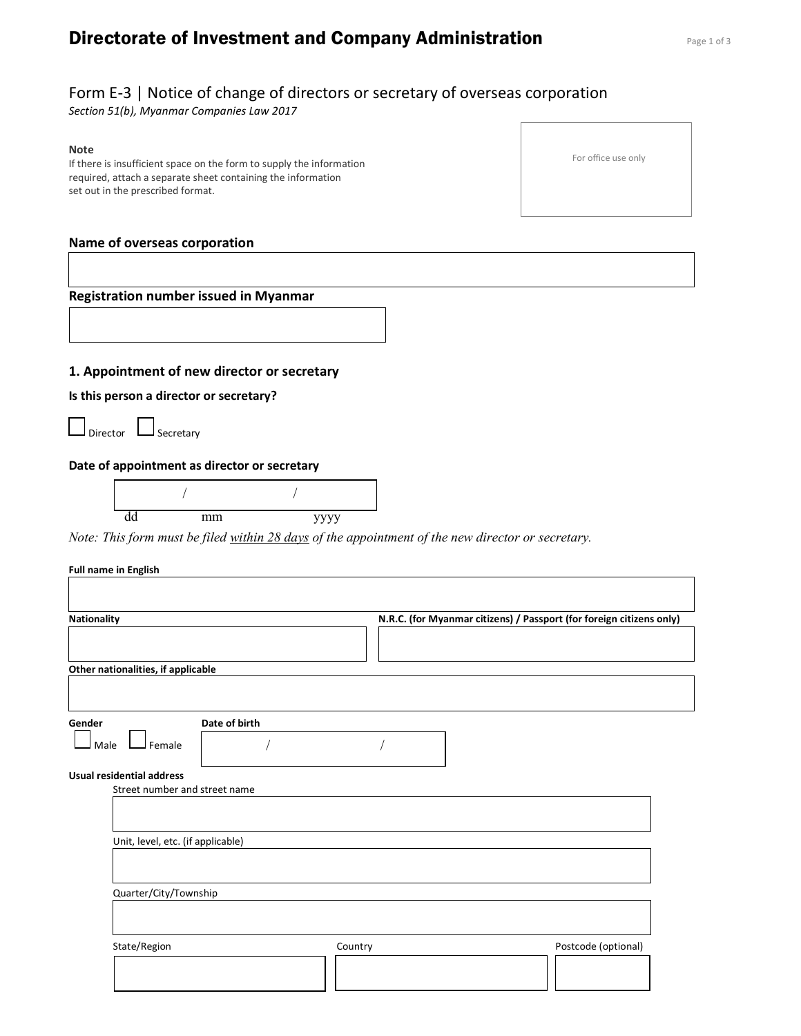# Directorate of Investment and Company Administration

## Form E-3 | Notice of change of directors or secretary of overseas corporation

*Section 51(b), Myanmar Companies Law 2017*

**Note**
If there is insufficient space on the form to supply the information required, attach a separate sheet containing the information set out in the prescribed format.

For office use only

**Name of overseas corporation**

**Registration number issued in Myanmar**

### 1. Appointment of new director or secretary

**Is this person a director or secretary?**

☐ Director ☐ Secretary

**Date of appointment as director or secretary**

/ /
dd mm yyyy

*Note: This form must be filed within 28 days of the appointment of the new director or secretary.*

**Full name in English**

**Nationality**

**N.R.C. (for Myanmar citizens) / Passport (for foreign citizens only)**

**Other nationalities, if applicable**

**Gender**

☐ Male ☐ Female

**Date of birth**

/ /

**Usual residential address**

Street number and street name

Unit, level, etc. (if applicable)

Quarter/City/Township

State/Region

Country

Postcode (optional)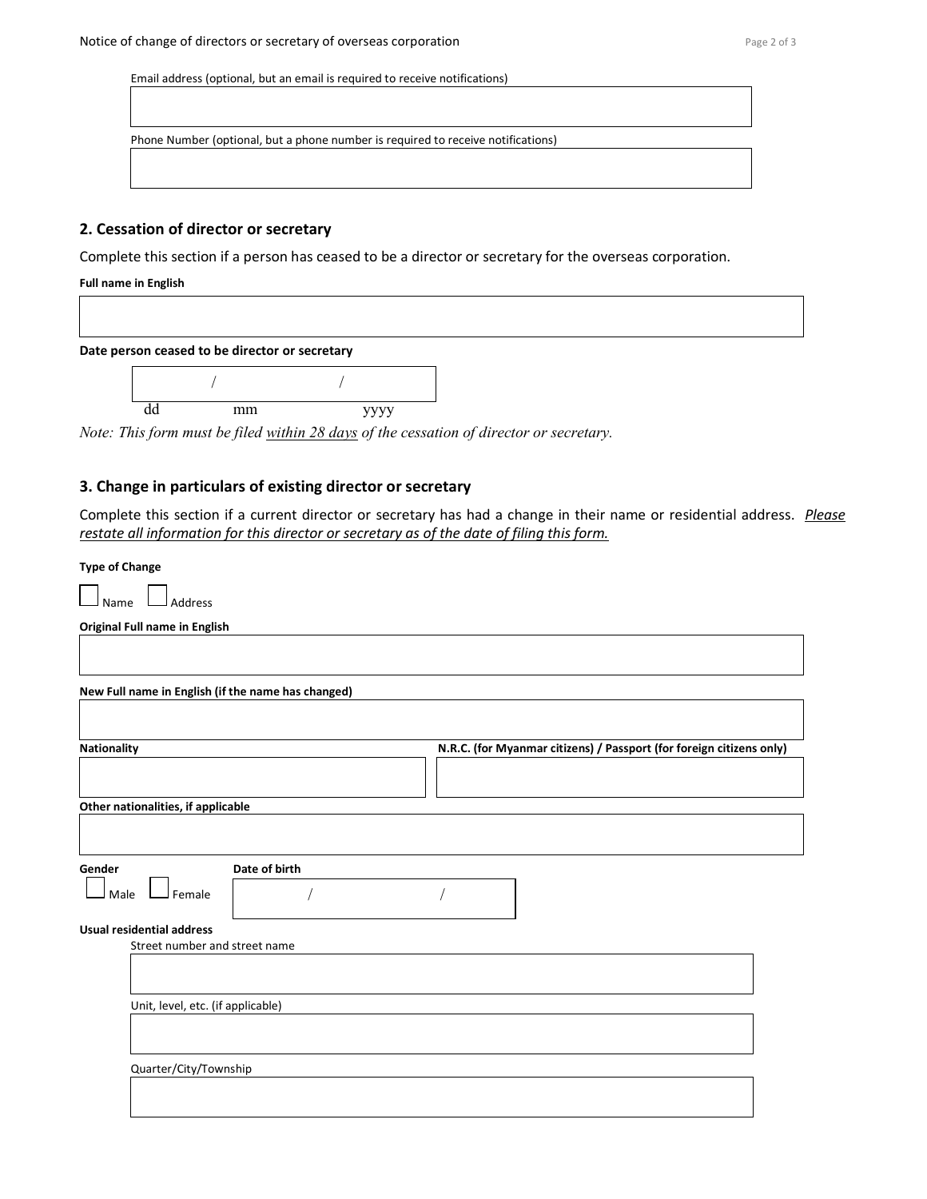Email address (optional, but an email is required to receive notifications)

Phone Number (optional, but a phone number is required to receive notifications)

## 2. Cessation of director or secretary

Complete this section if a person has ceased to be a director or secretary for the overseas corporation.

**Full name in English**

**Date person ceased to be director or secretary**

/ /

dd mm yyyy

*Note: This form must be filed within 28 days of the cessation of director or secretary.*

## 3. Change in particulars of existing director or secretary

Complete this section if a current director or secretary has had a change in their name or residential address. *Please restate all information for this director or secretary as of the date of filing this form.*

**Type of Change**

☐ Name ☐ Address

**Original Full name in English**

**New Full name in English (if the name has changed)**

**Nationality**

**N.R.C. (for Myanmar citizens) / Passport (for foreign citizens only)**

**Other nationalities, if applicable**

**Gender**

☐ Male ☐ Female

**Date of birth**

/ /

**Usual residential address**

Street number and street name

Unit, level, etc. (if applicable)

Quarter/City/Township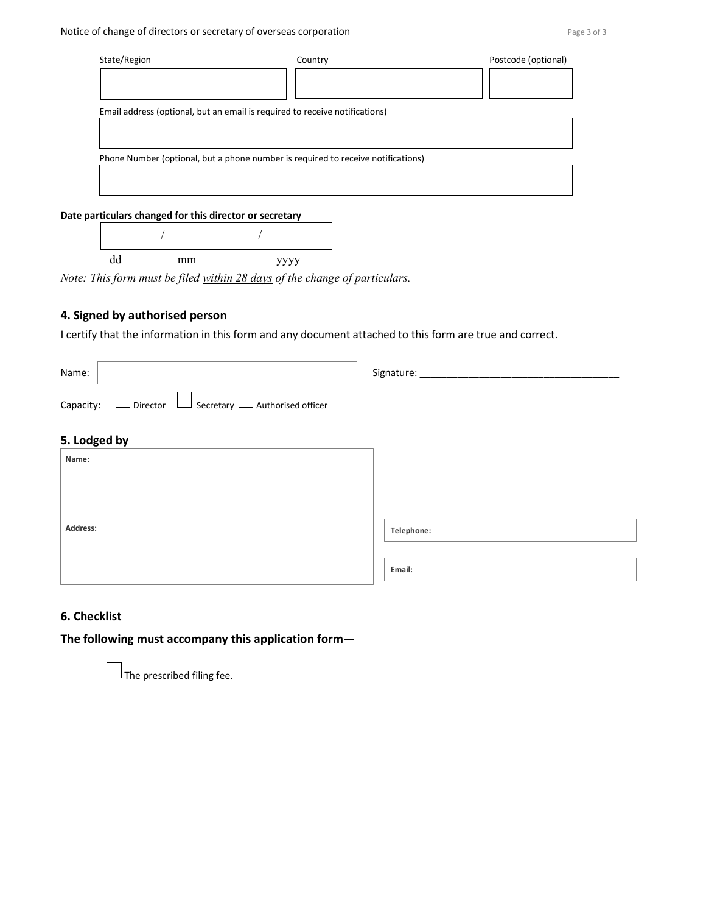State/Region

Country

Postcode (optional)

Email address (optional, but an email is required to receive notifications)

Phone Number (optional, but a phone number is required to receive notifications)

**Date particulars changed for this director or secretary**

/ /

dd mm yyyy

*Note: This form must be filed within 28 days of the change of particulars.*

## 4. Signed by authorised person

I certify that the information in this form and any document attached to this form are true and correct.

Name: 

Signature: ___________________________________

Capacity: ☐ Director ☐ Secretary ☐ Authorised officer

## 5. Lodged by

**Name:**

**Address:**

**Telephone:**

**Email:**

## 6. Checklist

## The following must accompany this application form—

☐ The prescribed filing fee.